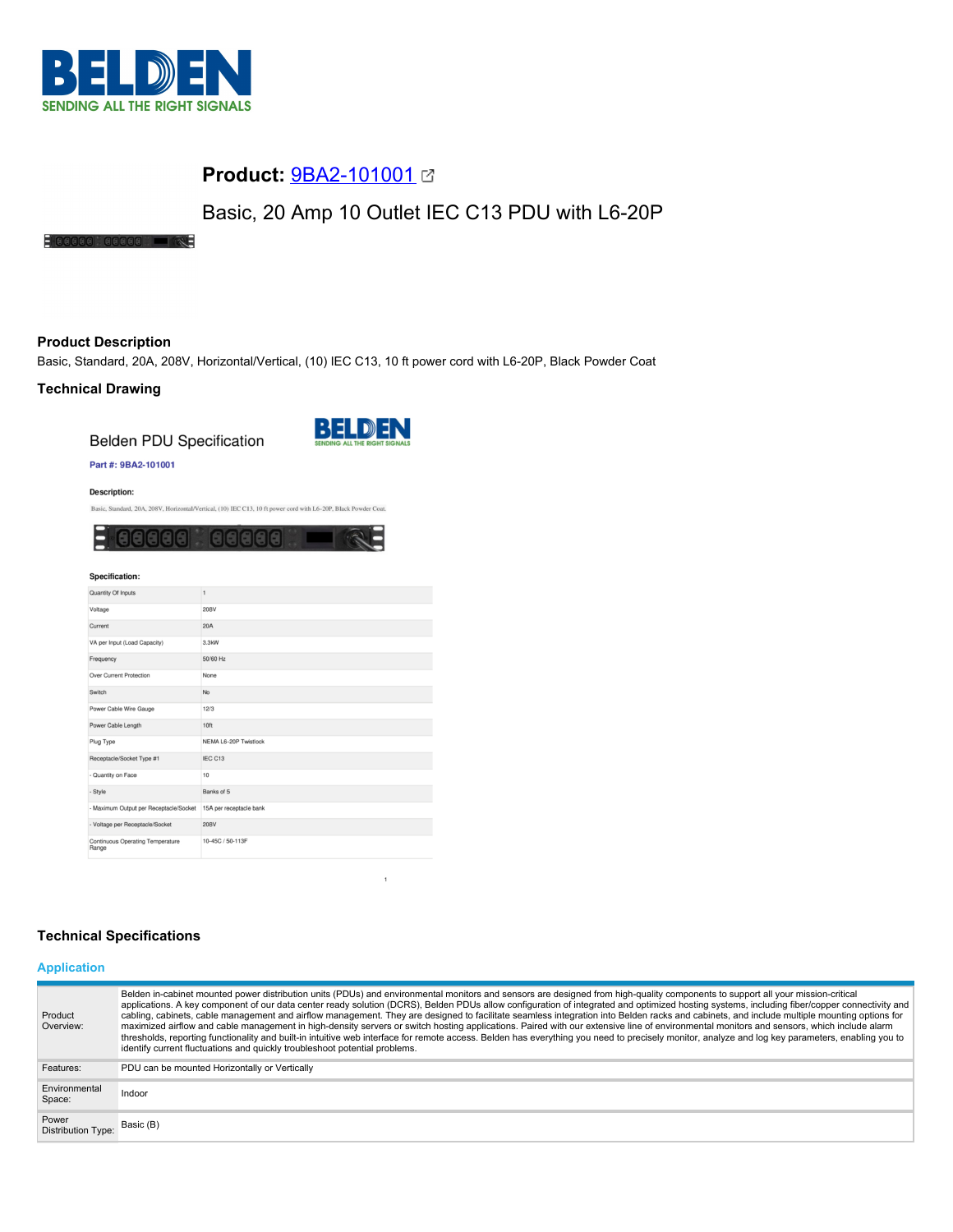# BELDEN
SENDING ALL THE RIGHT SIGNALS

## Product: 9BA2-101001

Basic, 20 Amp 10 Outlet IEC C13 PDU with L6-20P

### Product Description

Basic, Standard, 20A, 208V, Horizontal/Vertical, (10) IEC C13, 10 ft power cord with L6-20P, Black Powder Coat

### Technical Drawing

Belden PDU Specification

**Part #: 9BA2-101001**

**Description:**

Basic, Standard, 20A, 208V, Horizontal/Vertical, (10) IEC C13, 10 ft power cord with L6-20P, Black Powder Coat.

**Specification:**

| | |
|---|---|
| Quantity Of Inputs | 1 |
| Voltage | 208V |
| Current | 20A |
| VA per Input (Load Capacity) | 3.3kW |
| Frequency | 50/60 Hz |
| Over Current Protection | None |
| Switch | No |
| Power Cable Wire Gauge | 12/3 |
| Power Cable Length | 10ft |
| Plug Type | NEMA L6-20P Twistlock |
| Receptacle/Socket Type #1 | IEC C13 |
| - Quantity on Face | 10 |
| - Style | Banks of 5 |
| - Maximum Output per Receptacle/Socket | 15A per receptacle bank |
| - Voltage per Receptacle/Socket | 208V |
| Continuous Operating Temperature Range | 10-45C / 50-113F |

### Technical Specifications

#### Application

| | |
|---|---|
| Product Overview: | Belden in-cabinet mounted power distribution units (PDUs) and environmental monitors and sensors are designed from high-quality components to support all your mission-critical applications. A key component of our data center ready solution (DCRS), Belden PDUs allow configuration of integrated and optimized hosting systems, including fiber/copper connectivity and cabling, cabinets, cable management and airflow management. They are designed to facilitate seamless integration into Belden racks and cabinets, and include multiple mounting options for maximized airflow and cable management in high-density servers or switch hosting applications. Paired with our extensive line of environmental monitors and sensors, which include alarm thresholds, reporting functionality and built-in intuitive web interface for remote access. Belden has everything you need to precisely monitor, analyze and log key parameters, enabling you to identify current fluctuations and quickly troubleshoot potential problems. |
| Features: | PDU can be mounted Horizontally or Vertically |
| Environmental Space: | Indoor |
| Power Distribution Type: | Basic (B) |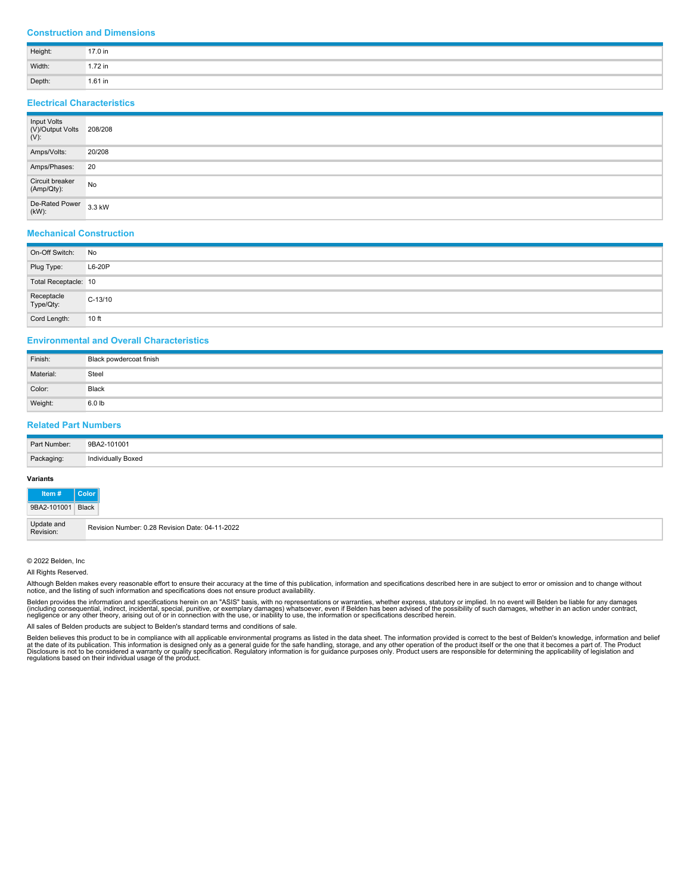## Construction and Dimensions

| | |
|---|---|
| Height: | 17.0 in |
| Width: | 1.72 in |
| Depth: | 1.61 in |

## Electrical Characteristics

| | |
|---|---|
| Input Volts (V)/Output Volts (V): | 208/208 |
| Amps/Volts: | 20/208 |
| Amps/Phases: | 20 |
| Circuit breaker (Amp/Qty): | No |
| De-Rated Power (kW): | 3.3 kW |

## Mechanical Construction

| | |
|---|---|
| On-Off Switch: | No |
| Plug Type: | L6-20P |
| Total Receptacle: | 10 |
| Receptacle Type/Qty: | C-13/10 |
| Cord Length: | 10 ft |

## Environmental and Overall Characteristics

| | |
|---|---|
| Finish: | Black powdercoat finish |
| Material: | Steel |
| Color: | Black |
| Weight: | 6.0 lb |

## Related Part Numbers

| | |
|---|---|
| Part Number: | 9BA2-101001 |
| Packaging: | Individually Boxed |

**Variants**

| Item # | Color |
|---|---|
| 9BA2-101001 | Black |

| | |
|---|---|
| Update and Revision: | Revision Number: 0.28 Revision Date: 04-11-2022 |

© 2022 Belden, Inc

All Rights Reserved.

Although Belden makes every reasonable effort to ensure their accuracy at the time of this publication, information and specifications described here in are subject to error or omission and to change without notice, and the listing of such information and specifications does not ensure product availability.

Belden provides the information and specifications herein on an "ASIS" basis, with no representations or warranties, whether express, statutory or implied. In no event will Belden be liable for any damages (including consequential, indirect, incidental, special, punitive, or exemplary damages) whatsoever, even if Belden has been advised of the possibility of such damages, whether in an action under contract, negligence or any other theory, arising out of or in connection with the use, or inability to use, the information or specifications described herein.

All sales of Belden products are subject to Belden's standard terms and conditions of sale.

Belden believes this product to be in compliance with all applicable environmental programs as listed in the data sheet. The information provided is correct to the best of Belden's knowledge, information and belief at the date of its publication. This information is designed only as a general guide for the safe handling, storage, and any other operation of the product itself or the one that it becomes a part of. The Product Disclosure is not to be considered a warranty or quality specification. Regulatory information is for guidance purposes only. Product users are responsible for determining the applicability of legislation and regulations based on their individual usage of the product.